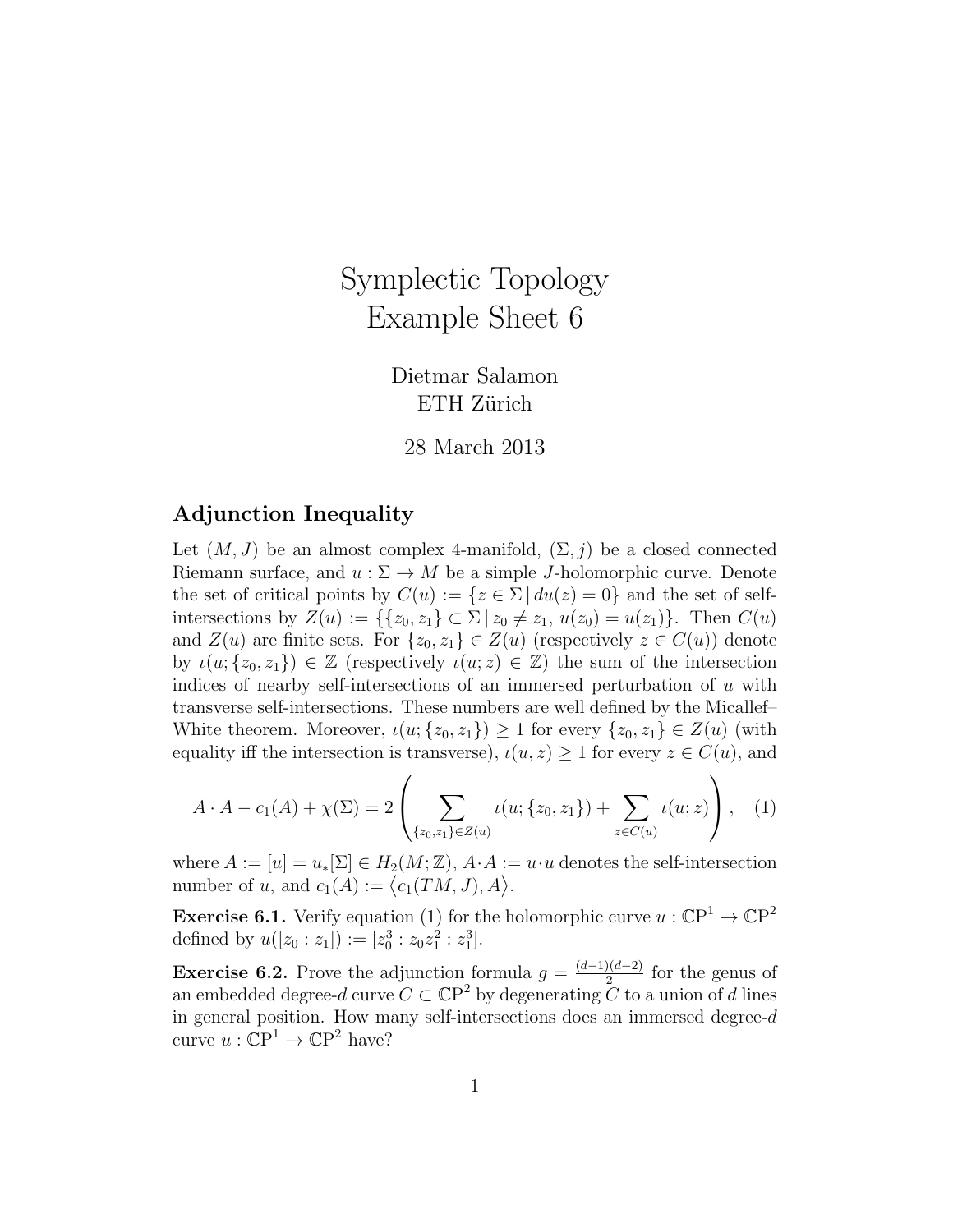# Symplectic Topology
# Example Sheet 6

Dietmar Salamon
ETH Zürich

28 March 2013

## Adjunction Inequality

Let $(M, J)$ be an almost complex 4-manifold, $(\Sigma, j)$ be a closed connected Riemann surface, and $u : \Sigma \to M$ be a simple $J$-holomorphic curve. Denote the set of critical points by $C(u) := \{z \in \Sigma \,|\, du(z) = 0\}$ and the set of self-intersections by $Z(u) := \{\{z_0, z_1\} \subset \Sigma \,|\, z_0 \neq z_1,\, u(z_0) = u(z_1)\}$. Then $C(u)$ and $Z(u)$ are finite sets. For $\{z_0, z_1\} \in Z(u)$ (respectively $z \in C(u)$) denote by $\iota(u; \{z_0, z_1\}) \in \mathbb{Z}$ (respectively $\iota(u; z) \in \mathbb{Z}$) the sum of the intersection indices of nearby self-intersections of an immersed perturbation of $u$ with transverse self-intersections. These numbers are well defined by the Micallef–White theorem. Moreover, $\iota(u; \{z_0, z_1\}) \geq 1$ for every $\{z_0, z_1\} \in Z(u)$ (with equality iff the intersection is transverse), $\iota(u, z) \geq 1$ for every $z \in C(u)$, and

$$A \cdot A - c_1(A) + \chi(\Sigma) = 2 \left( \sum_{\{z_0, z_1\} \in Z(u)} \iota(u; \{z_0, z_1\}) + \sum_{z \in C(u)} \iota(u; z) \right), \quad (1)$$

where $A := [u] = u_*[\Sigma] \in H_2(M; \mathbb{Z})$, $A \cdot A := u \cdot u$ denotes the self-intersection number of $u$, and $c_1(A) := \langle c_1(TM, J), A \rangle$.

**Exercise 6.1.** Verify equation (1) for the holomorphic curve $u : \mathbb{CP}^1 \to \mathbb{CP}^2$ defined by $u([z_0 : z_1]) := [z_0^3 : z_0 z_1^2 : z_1^3]$.

**Exercise 6.2.** Prove the adjunction formula $g = \frac{(d-1)(d-2)}{2}$ for the genus of an embedded degree-$d$ curve $C \subset \mathbb{CP}^2$ by degenerating $C$ to a union of $d$ lines in general position. How many self-intersections does an immersed degree-$d$ curve $u : \mathbb{CP}^1 \to \mathbb{CP}^2$ have?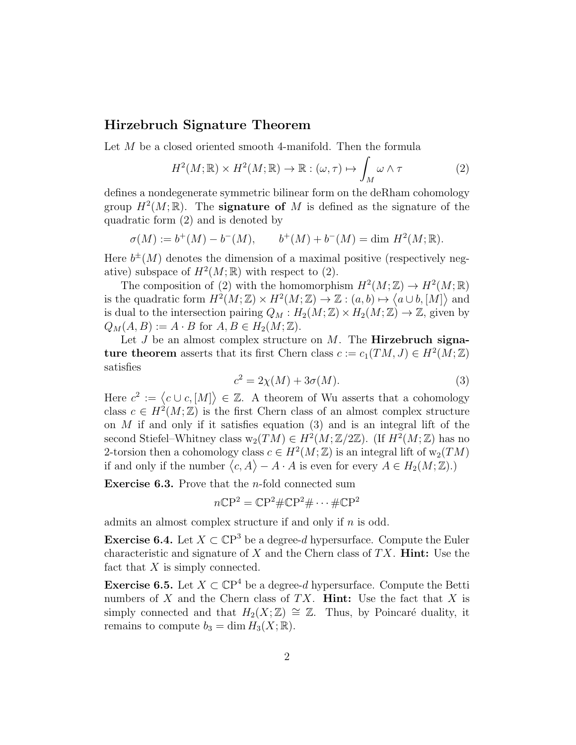## Hirzebruch Signature Theorem

Let $M$ be a closed oriented smooth 4-manifold. Then the formula

$$H^2(M;\mathbb{R}) \times H^2(M;\mathbb{R}) \to \mathbb{R} : (\omega, \tau) \mapsto \int_M \omega \wedge \tau \tag{2}$$

defines a nondegenerate symmetric bilinear form on the deRham cohomology group $H^2(M;\mathbb{R})$. The **signature of** $M$ is defined as the signature of the quadratic form (2) and is denoted by

$$\sigma(M) := b^+(M) - b^-(M), \qquad b^+(M) + b^-(M) = \dim\, H^2(M;\mathbb{R}).$$

Here $b^{\pm}(M)$ denotes the dimension of a maximal positive (respectively negative) subspace of $H^2(M;\mathbb{R})$ with respect to (2).

The composition of (2) with the homomorphism $H^2(M;\mathbb{Z}) \to H^2(M;\mathbb{R})$ is the quadratic form $H^2(M;\mathbb{Z}) \times H^2(M;\mathbb{Z}) \to \mathbb{Z} : (a, b) \mapsto \langle a \cup b, [M] \rangle$ and is dual to the intersection pairing $Q_M : H_2(M;\mathbb{Z}) \times H_2(M;\mathbb{Z}) \to \mathbb{Z}$, given by $Q_M(A, B) := A \cdot B$ for $A, B \in H_2(M;\mathbb{Z})$.

Let $J$ be an almost complex structure on $M$. The **Hirzebruch signature theorem** asserts that its first Chern class $c := c_1(TM, J) \in H^2(M;\mathbb{Z})$ satisfies

$$c^2 = 2\chi(M) + 3\sigma(M). \tag{3}$$

Here $c^2 := \langle c \cup c, [M] \rangle \in \mathbb{Z}$. A theorem of Wu asserts that a cohomology class $c \in H^2(M;\mathbb{Z})$ is the first Chern class of an almost complex structure on $M$ if and only if it satisfies equation (3) and is an integral lift of the second Stiefel–Whitney class $\mathrm{w}_2(TM) \in H^2(M;\mathbb{Z}/2\mathbb{Z})$. (If $H^2(M;\mathbb{Z})$ has no 2-torsion then a cohomology class $c \in H^2(M;\mathbb{Z})$ is an integral lift of $\mathrm{w}_2(TM)$ if and only if the number $\langle c, A \rangle - A \cdot A$ is even for every $A \in H_2(M;\mathbb{Z})$.)

**Exercise 6.3.** Prove that the $n$-fold connected sum

$$n\mathbb{CP}^2 = \mathbb{CP}^2 \# \mathbb{CP}^2 \# \cdots \# \mathbb{CP}^2$$

admits an almost complex structure if and only if $n$ is odd.

**Exercise 6.4.** Let $X \subset \mathbb{CP}^3$ be a degree-$d$ hypersurface. Compute the Euler characteristic and signature of $X$ and the Chern class of $TX$. **Hint:** Use the fact that $X$ is simply connected.

**Exercise 6.5.** Let $X \subset \mathbb{CP}^4$ be a degree-$d$ hypersurface. Compute the Betti numbers of $X$ and the Chern class of $TX$. **Hint:** Use the fact that $X$ is simply connected and that $H_2(X;\mathbb{Z}) \cong \mathbb{Z}$. Thus, by Poincaré duality, it remains to compute $b_3 = \dim H_3(X;\mathbb{R})$.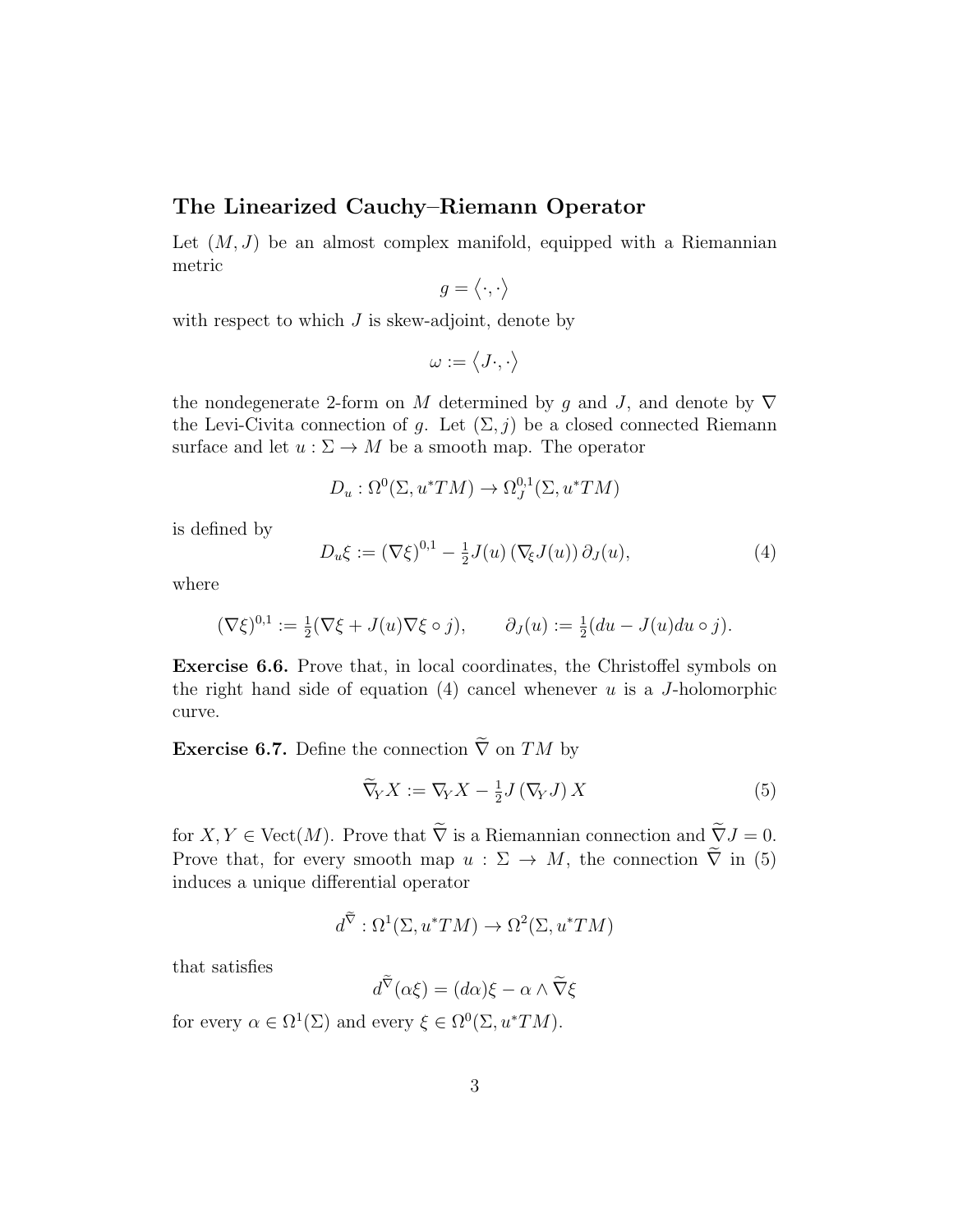## The Linearized Cauchy–Riemann Operator

Let $(M, J)$ be an almost complex manifold, equipped with a Riemannian metric

$$g = \langle \cdot, \cdot \rangle$$

with respect to which $J$ is skew-adjoint, denote by

$$\omega := \langle J \cdot, \cdot \rangle$$

the nondegenerate 2-form on $M$ determined by $g$ and $J$, and denote by $\nabla$ the Levi-Civita connection of $g$. Let $(\Sigma, j)$ be a closed connected Riemann surface and let $u : \Sigma \to M$ be a smooth map. The operator

$$D_u : \Omega^0(\Sigma, u^*TM) \to \Omega^{0,1}_J(\Sigma, u^*TM)$$

is defined by

$$D_u \xi := (\nabla \xi)^{0,1} - \tfrac{1}{2} J(u) \left( \nabla_\xi J(u) \right) \partial_J(u), \tag{4}$$

where

$$(\nabla \xi)^{0,1} := \tfrac{1}{2}(\nabla \xi + J(u) \nabla \xi \circ j), \qquad \partial_J(u) := \tfrac{1}{2}(du - J(u) du \circ j).$$

**Exercise 6.6.** Prove that, in local coordinates, the Christoffel symbols on the right hand side of equation (4) cancel whenever $u$ is a $J$-holomorphic curve.

**Exercise 6.7.** Define the connection $\widetilde{\nabla}$ on $TM$ by

$$\widetilde{\nabla}_Y X := \nabla_Y X - \tfrac{1}{2} J \left( \nabla_Y J \right) X \tag{5}$$

for $X, Y \in \mathrm{Vect}(M)$. Prove that $\widetilde{\nabla}$ is a Riemannian connection and $\widetilde{\nabla} J = 0$. Prove that, for every smooth map $u : \Sigma \to M$, the connection $\widetilde{\nabla}$ in (5) induces a unique differential operator

$$d^{\widetilde{\nabla}} : \Omega^1(\Sigma, u^*TM) \to \Omega^2(\Sigma, u^*TM)$$

that satisfies

$$d^{\widetilde{\nabla}}(\alpha \xi) = (d\alpha)\xi - \alpha \wedge \widetilde{\nabla} \xi$$

for every $\alpha \in \Omega^1(\Sigma)$ and every $\xi \in \Omega^0(\Sigma, u^*TM)$.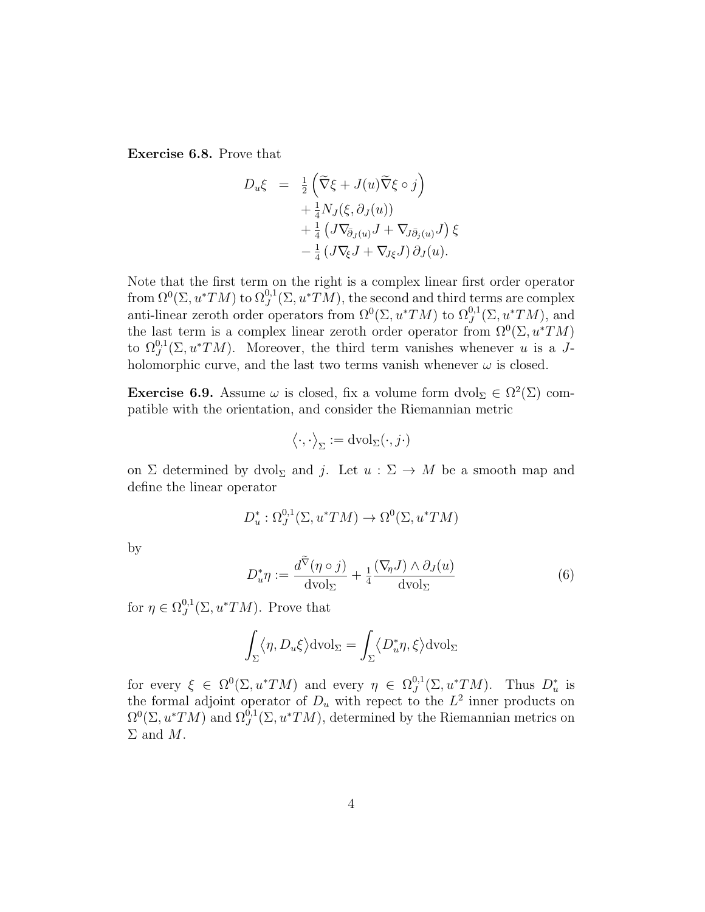**Exercise 6.8.** Prove that

$$
\begin{aligned}
D_u\xi &= \tfrac{1}{2}\left(\widetilde{\nabla}\xi + J(u)\widetilde{\nabla}\xi\circ j\right) \\
&\quad + \tfrac{1}{4}N_J(\xi, \partial_J(u)) \\
&\quad + \tfrac{1}{4}\left(J\nabla_{\bar{\partial}_J(u)}J + \nabla_{J\bar{\partial}_j(u)}J\right)\xi \\
&\quad - \tfrac{1}{4}\left(J\nabla_\xi J + \nabla_{J\xi}J\right)\partial_J(u).
\end{aligned}
$$

Note that the first term on the right is a complex linear first order operator from $\Omega^0(\Sigma, u^*TM)$ to $\Omega^{0,1}_J(\Sigma, u^*TM)$, the second and third terms are complex anti-linear zeroth order operators from $\Omega^0(\Sigma, u^*TM)$ to $\Omega^{0,1}_J(\Sigma, u^*TM)$, and the last term is a complex linear zeroth order operator from $\Omega^0(\Sigma, u^*TM)$ to $\Omega^{0,1}_J(\Sigma, u^*TM)$. Moreover, the third term vanishes whenever $u$ is a $J$-holomorphic curve, and the last two terms vanish whenever $\omega$ is closed.

**Exercise 6.9.** Assume $\omega$ is closed, fix a volume form $\mathrm{dvol}_\Sigma \in \Omega^2(\Sigma)$ compatible with the orientation, and consider the Riemannian metric

$$
\langle\cdot,\cdot\rangle_\Sigma := \mathrm{dvol}_\Sigma(\cdot, j\cdot)
$$

on $\Sigma$ determined by $\mathrm{dvol}_\Sigma$ and $j$. Let $u : \Sigma \to M$ be a smooth map and define the linear operator

$$
D_u^* : \Omega^{0,1}_J(\Sigma, u^*TM) \to \Omega^0(\Sigma, u^*TM)
$$

by

$$
D_u^*\eta := \frac{d^{\widetilde{\nabla}}(\eta\circ j)}{\mathrm{dvol}_\Sigma} + \frac{1}{4}\frac{(\nabla_\eta J)\wedge\partial_J(u)}{\mathrm{dvol}_\Sigma} \tag{6}
$$

for $\eta \in \Omega^{0,1}_J(\Sigma, u^*TM)$. Prove that

$$
\int_\Sigma \langle\eta, D_u\xi\rangle \mathrm{dvol}_\Sigma = \int_\Sigma \langle D_u^*\eta, \xi\rangle \mathrm{dvol}_\Sigma
$$

for every $\xi \in \Omega^0(\Sigma, u^*TM)$ and every $\eta \in \Omega^{0,1}_J(\Sigma, u^*TM)$. Thus $D_u^*$ is the formal adjoint operator of $D_u$ with repect to the $L^2$ inner products on $\Omega^0(\Sigma, u^*TM)$ and $\Omega^{0,1}_J(\Sigma, u^*TM)$, determined by the Riemannian metrics on $\Sigma$ and $M$.